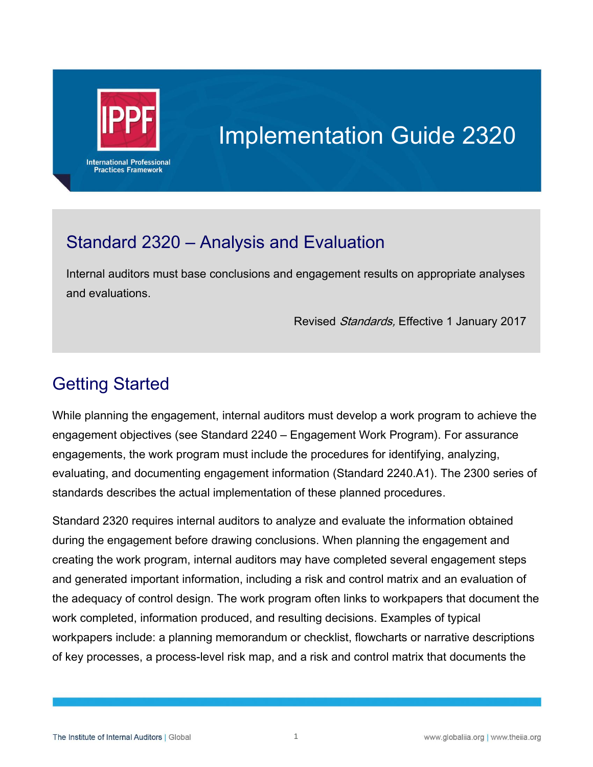# Implementation Guide 2320

## Standard 2320 – Analysis and Evaluation

Internal auditors must base conclusions and engagement results on appropriate analyses and evaluations.

Revised *Standards,* Effective 1 January 2017

## Getting Started

While planning the engagement, internal auditors must develop a work program to achieve the engagement objectives (see Standard 2240 – Engagement Work Program). For assurance engagements, the work program must include the procedures for identifying, analyzing, evaluating, and documenting engagement information (Standard 2240.A1). The 2300 series of standards describes the actual implementation of these planned procedures.

Standard 2320 requires internal auditors to analyze and evaluate the information obtained during the engagement before drawing conclusions. When planning the engagement and creating the work program, internal auditors may have completed several engagement steps and generated important information, including a risk and control matrix and an evaluation of the adequacy of control design. The work program often links to workpapers that document the work completed, information produced, and resulting decisions. Examples of typical workpapers include: a planning memorandum or checklist, flowcharts or narrative descriptions of key processes, a process-level risk map, and a risk and control matrix that documents the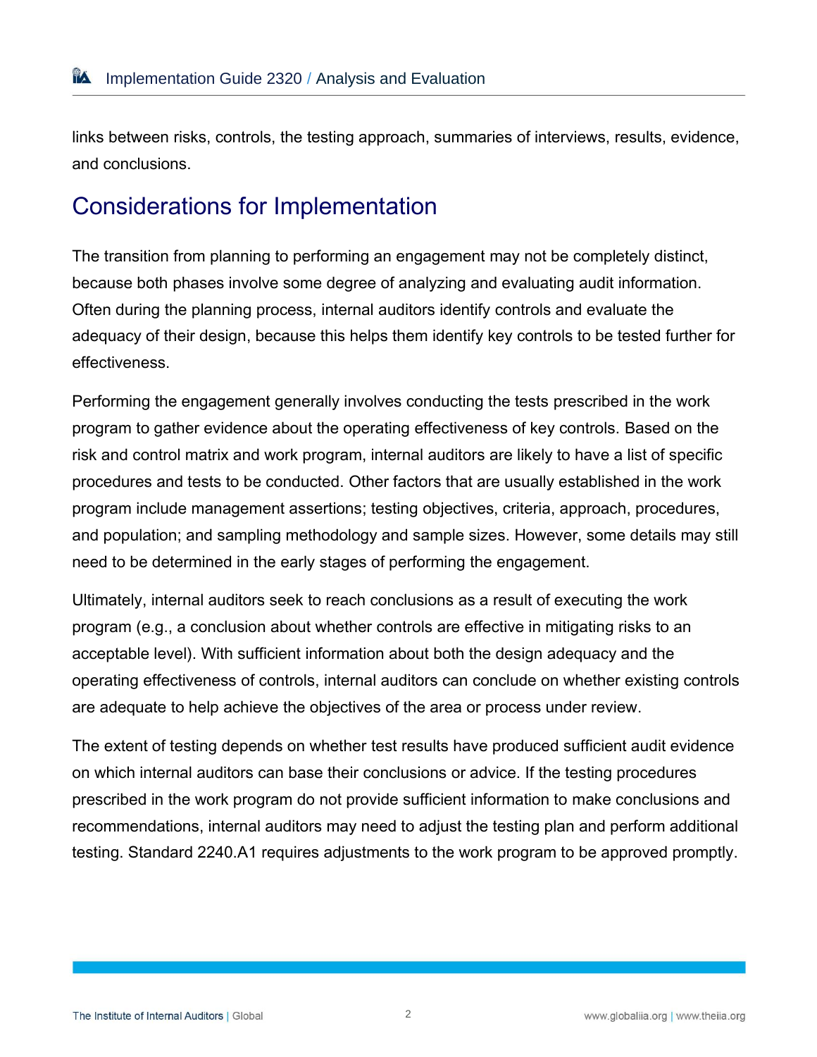links between risks, controls, the testing approach, summaries of interviews, results, evidence, and conclusions.

## Considerations for Implementation

The transition from planning to performing an engagement may not be completely distinct, because both phases involve some degree of analyzing and evaluating audit information. Often during the planning process, internal auditors identify controls and evaluate the adequacy of their design, because this helps them identify key controls to be tested further for effectiveness.

Performing the engagement generally involves conducting the tests prescribed in the work program to gather evidence about the operating effectiveness of key controls. Based on the risk and control matrix and work program, internal auditors are likely to have a list of specific procedures and tests to be conducted. Other factors that are usually established in the work program include management assertions; testing objectives, criteria, approach, procedures, and population; and sampling methodology and sample sizes. However, some details may still need to be determined in the early stages of performing the engagement.

Ultimately, internal auditors seek to reach conclusions as a result of executing the work program (e.g., a conclusion about whether controls are effective in mitigating risks to an acceptable level). With sufficient information about both the design adequacy and the operating effectiveness of controls, internal auditors can conclude on whether existing controls are adequate to help achieve the objectives of the area or process under review.

The extent of testing depends on whether test results have produced sufficient audit evidence on which internal auditors can base their conclusions or advice. If the testing procedures prescribed in the work program do not provide sufficient information to make conclusions and recommendations, internal auditors may need to adjust the testing plan and perform additional testing. Standard 2240.A1 requires adjustments to the work program to be approved promptly.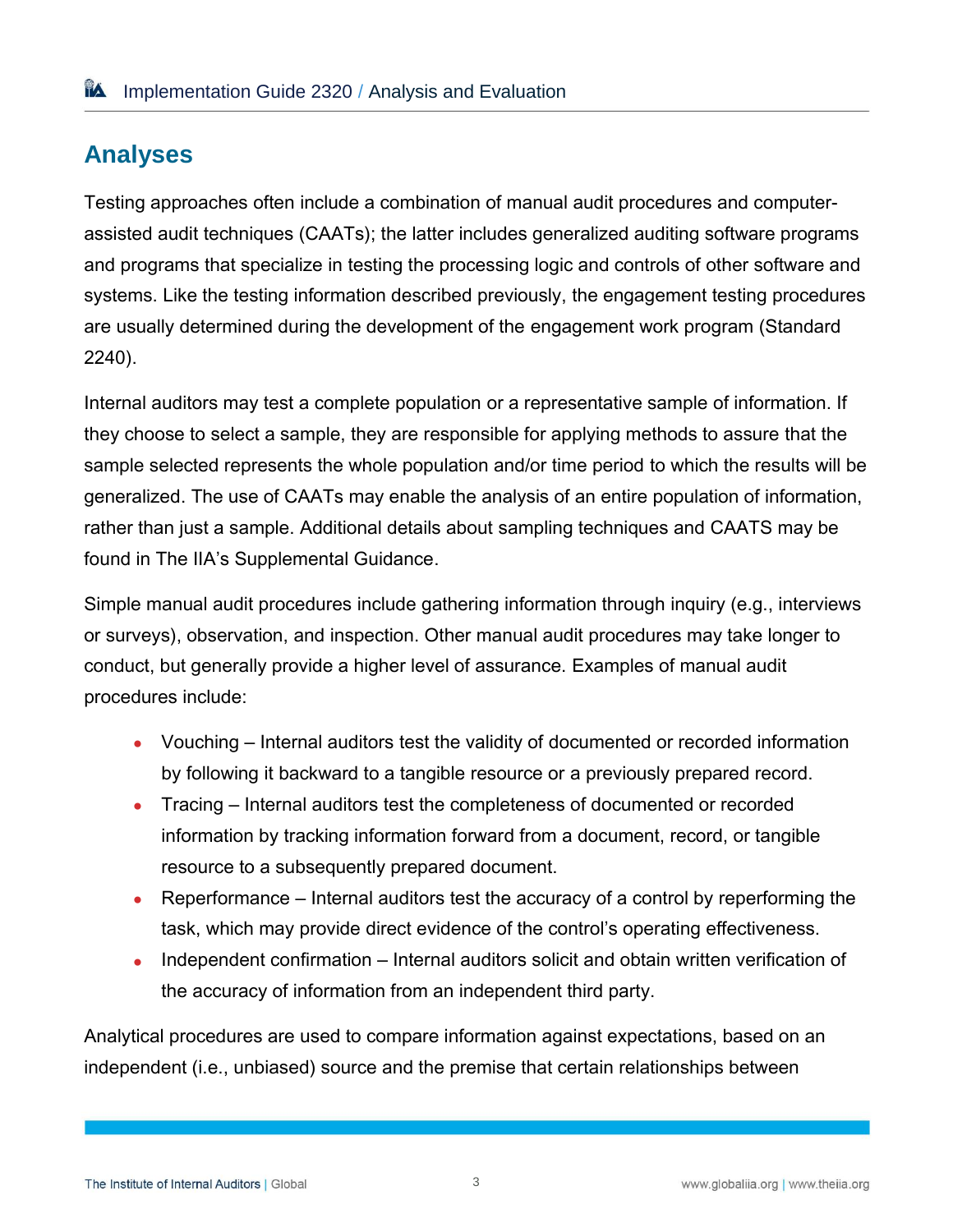## Analyses

Testing approaches often include a combination of manual audit procedures and computer-assisted audit techniques (CAATs); the latter includes generalized auditing software programs and programs that specialize in testing the processing logic and controls of other software and systems. Like the testing information described previously, the engagement testing procedures are usually determined during the development of the engagement work program (Standard 2240).

Internal auditors may test a complete population or a representative sample of information. If they choose to select a sample, they are responsible for applying methods to assure that the sample selected represents the whole population and/or time period to which the results will be generalized. The use of CAATs may enable the analysis of an entire population of information, rather than just a sample. Additional details about sampling techniques and CAATS may be found in The IIA's Supplemental Guidance.

Simple manual audit procedures include gathering information through inquiry (e.g., interviews or surveys), observation, and inspection. Other manual audit procedures may take longer to conduct, but generally provide a higher level of assurance. Examples of manual audit procedures include:

- Vouching – Internal auditors test the validity of documented or recorded information by following it backward to a tangible resource or a previously prepared record.
- Tracing – Internal auditors test the completeness of documented or recorded information by tracking information forward from a document, record, or tangible resource to a subsequently prepared document.
- Reperformance – Internal auditors test the accuracy of a control by reperforming the task, which may provide direct evidence of the control's operating effectiveness.
- Independent confirmation – Internal auditors solicit and obtain written verification of the accuracy of information from an independent third party.

Analytical procedures are used to compare information against expectations, based on an independent (i.e., unbiased) source and the premise that certain relationships between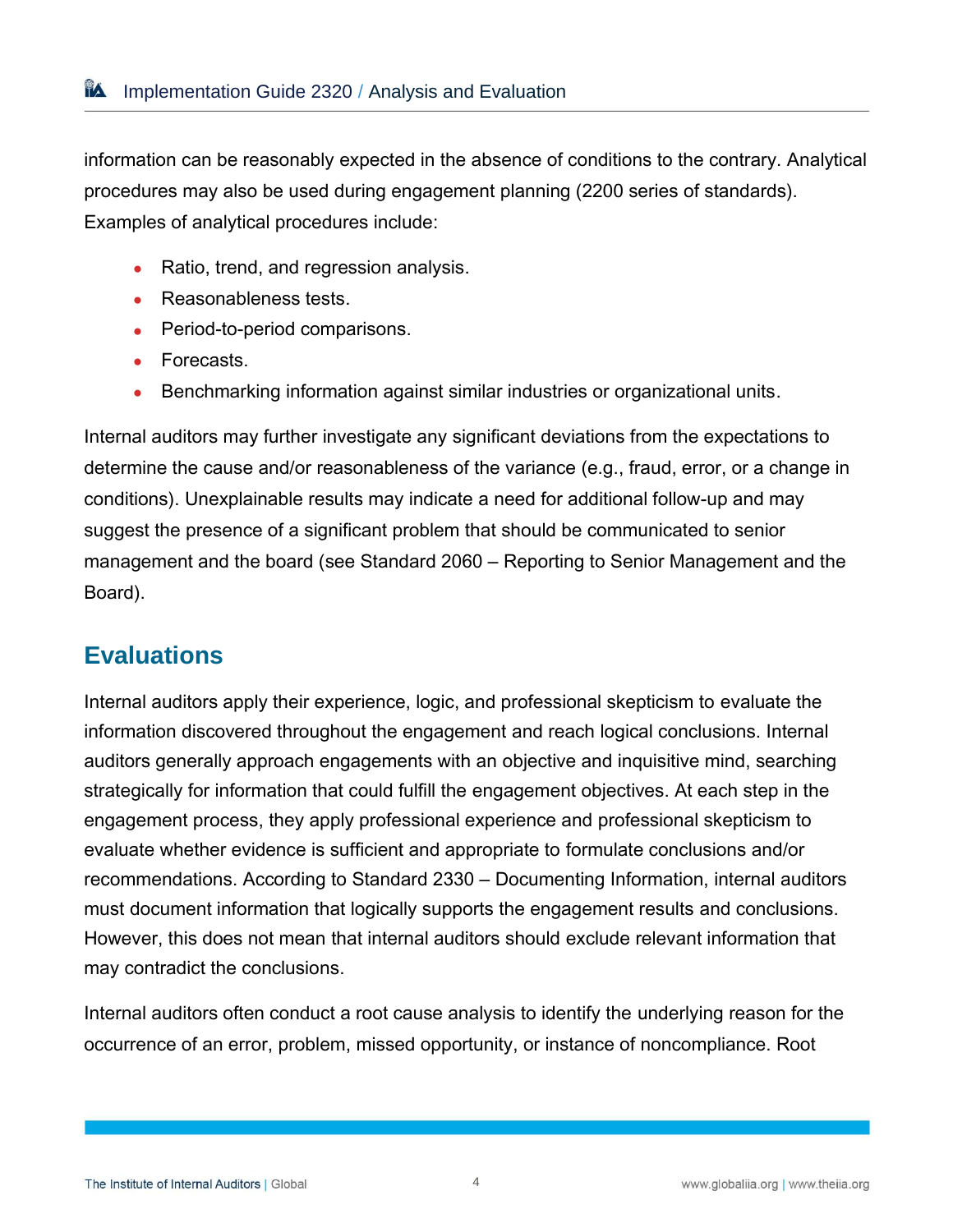information can be reasonably expected in the absence of conditions to the contrary. Analytical procedures may also be used during engagement planning (2200 series of standards). Examples of analytical procedures include:

- Ratio, trend, and regression analysis.
- Reasonableness tests.
- Period-to-period comparisons.
- Forecasts.
- Benchmarking information against similar industries or organizational units.

Internal auditors may further investigate any significant deviations from the expectations to determine the cause and/or reasonableness of the variance (e.g., fraud, error, or a change in conditions). Unexplainable results may indicate a need for additional follow-up and may suggest the presence of a significant problem that should be communicated to senior management and the board (see Standard 2060 – Reporting to Senior Management and the Board).

## Evaluations

Internal auditors apply their experience, logic, and professional skepticism to evaluate the information discovered throughout the engagement and reach logical conclusions. Internal auditors generally approach engagements with an objective and inquisitive mind, searching strategically for information that could fulfill the engagement objectives. At each step in the engagement process, they apply professional experience and professional skepticism to evaluate whether evidence is sufficient and appropriate to formulate conclusions and/or recommendations. According to Standard 2330 – Documenting Information, internal auditors must document information that logically supports the engagement results and conclusions. However, this does not mean that internal auditors should exclude relevant information that may contradict the conclusions.

Internal auditors often conduct a root cause analysis to identify the underlying reason for the occurrence of an error, problem, missed opportunity, or instance of noncompliance. Root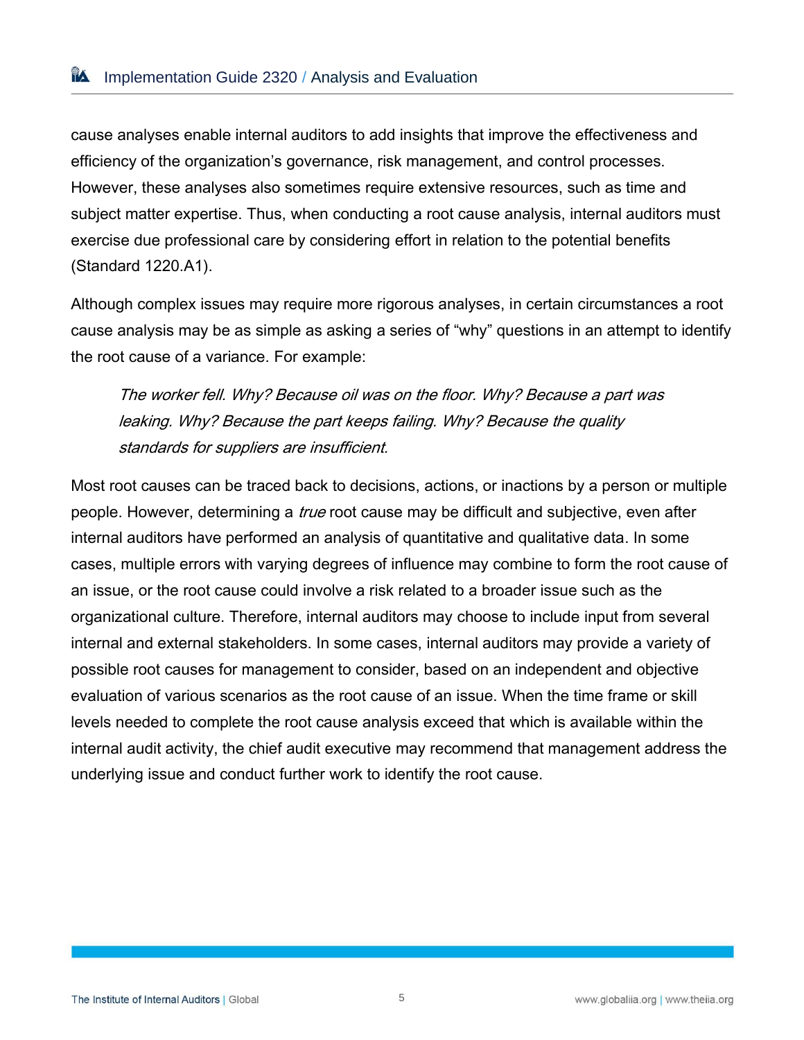cause analyses enable internal auditors to add insights that improve the effectiveness and efficiency of the organization's governance, risk management, and control processes. However, these analyses also sometimes require extensive resources, such as time and subject matter expertise. Thus, when conducting a root cause analysis, internal auditors must exercise due professional care by considering effort in relation to the potential benefits (Standard 1220.A1).

Although complex issues may require more rigorous analyses, in certain circumstances a root cause analysis may be as simple as asking a series of "why" questions in an attempt to identify the root cause of a variance. For example:

> *The worker fell. Why? Because oil was on the floor. Why? Because a part was leaking. Why? Because the part keeps failing. Why? Because the quality standards for suppliers are insufficient.*

Most root causes can be traced back to decisions, actions, or inactions by a person or multiple people. However, determining a *true* root cause may be difficult and subjective, even after internal auditors have performed an analysis of quantitative and qualitative data. In some cases, multiple errors with varying degrees of influence may combine to form the root cause of an issue, or the root cause could involve a risk related to a broader issue such as the organizational culture. Therefore, internal auditors may choose to include input from several internal and external stakeholders. In some cases, internal auditors may provide a variety of possible root causes for management to consider, based on an independent and objective evaluation of various scenarios as the root cause of an issue. When the time frame or skill levels needed to complete the root cause analysis exceed that which is available within the internal audit activity, the chief audit executive may recommend that management address the underlying issue and conduct further work to identify the root cause.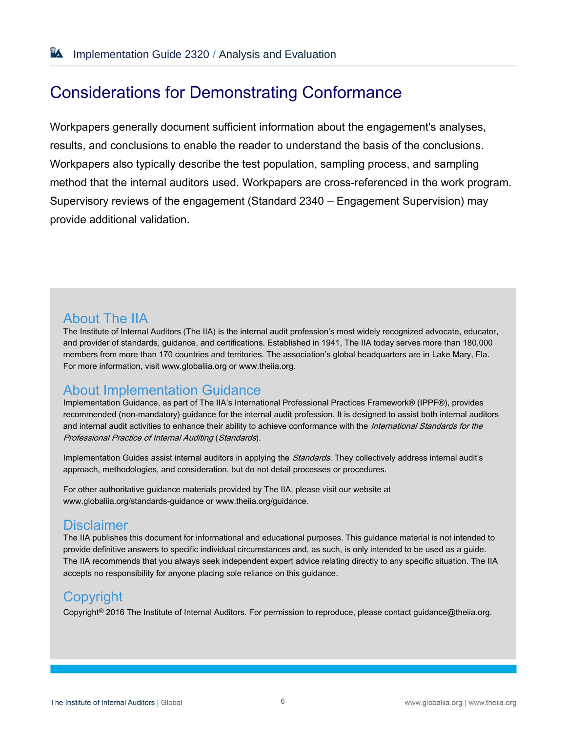## Considerations for Demonstrating Conformance

Workpapers generally document sufficient information about the engagement's analyses, results, and conclusions to enable the reader to understand the basis of the conclusions. Workpapers also typically describe the test population, sampling process, and sampling method that the internal auditors used. Workpapers are cross-referenced in the work program. Supervisory reviews of the engagement (Standard 2340 – Engagement Supervision) may provide additional validation.

### About The IIA

The Institute of Internal Auditors (The IIA) is the internal audit profession's most widely recognized advocate, educator, and provider of standards, guidance, and certifications. Established in 1941, The IIA today serves more than 180,000 members from more than 170 countries and territories. The association's global headquarters are in Lake Mary, Fla. For more information, visit www.globaliia.org or www.theiia.org.

### About Implementation Guidance

Implementation Guidance, as part of The IIA's International Professional Practices Framework® (IPPF®), provides recommended (non-mandatory) guidance for the internal audit profession. It is designed to assist both internal auditors and internal audit activities to enhance their ability to achieve conformance with the *International Standards for the Professional Practice of Internal Auditing* (*Standards*).

Implementation Guides assist internal auditors in applying the *Standards*. They collectively address internal audit's approach, methodologies, and consideration, but do not detail processes or procedures.

For other authoritative guidance materials provided by The IIA, please visit our website at www.globaliia.org/standards-guidance or www.theiia.org/guidance.

### Disclaimer

The IIA publishes this document for informational and educational purposes. This guidance material is not intended to provide definitive answers to specific individual circumstances and, as such, is only intended to be used as a guide. The IIA recommends that you always seek independent expert advice relating directly to any specific situation. The IIA accepts no responsibility for anyone placing sole reliance on this guidance.

### Copyright

Copyright® 2016 The Institute of Internal Auditors. For permission to reproduce, please contact guidance@theiia.org.